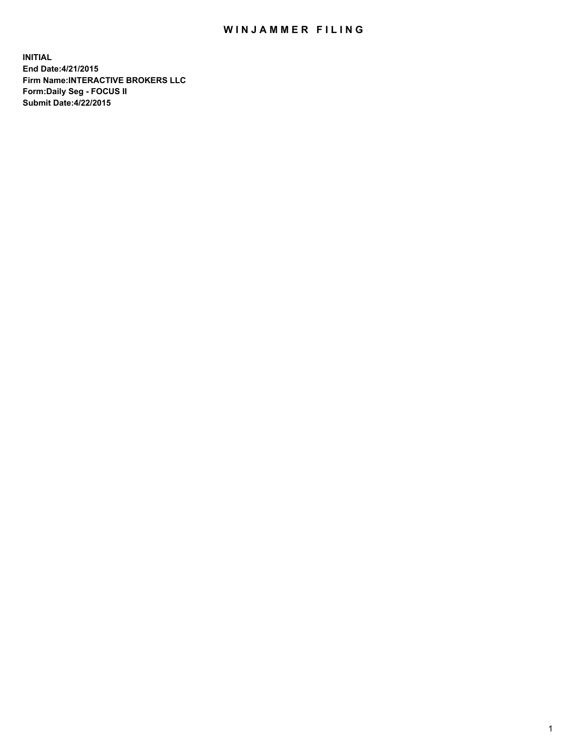# WINJAMMER FILING

**INITIAL**
**End Date:4/21/2015**
**Firm Name:INTERACTIVE BROKERS LLC**
**Form:Daily Seg - FOCUS II**
**Submit Date:4/22/2015**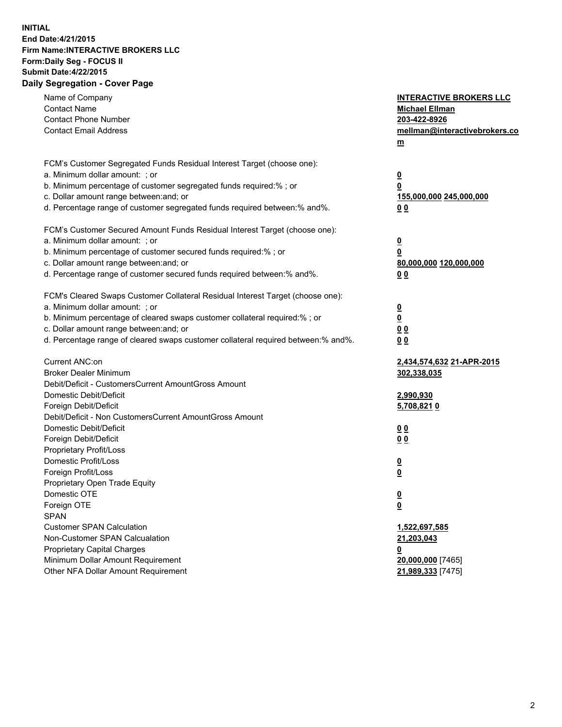**INITIAL**
**End Date:4/21/2015**
**Firm Name:INTERACTIVE BROKERS LLC**
**Form:Daily Seg - FOCUS II**
**Submit Date:4/22/2015**

## Daily Segregation - Cover Page

| | |
|---|---|
| Name of Company | **INTERACTIVE BROKERS LLC** |
| Contact Name | **Michael Ellman** |
| Contact Phone Number | **203-422-8926** |
| Contact Email Address | **mellman@interactivebrokers.com** |
| | |
| FCM's Customer Segregated Funds Residual Interest Target (choose one): | |
| a. Minimum dollar amount: ; or | **0** |
| b. Minimum percentage of customer segregated funds required:% ; or | **0** |
| c. Dollar amount range between:and; or | **155,000,000 245,000,000** |
| d. Percentage range of customer segregated funds required between:% and%. | **0 0** |
| | |
| FCM's Customer Secured Amount Funds Residual Interest Target (choose one): | |
| a. Minimum dollar amount: ; or | **0** |
| b. Minimum percentage of customer secured funds required:% ; or | **0** |
| c. Dollar amount range between:and; or | **80,000,000 120,000,000** |
| d. Percentage range of customer secured funds required between:% and%. | **0 0** |
| | |
| FCM's Cleared Swaps Customer Collateral Residual Interest Target (choose one): | |
| a. Minimum dollar amount: ; or | **0** |
| b. Minimum percentage of cleared swaps customer collateral required:% ; or | **0** |
| c. Dollar amount range between:and; or | **0 0** |
| d. Percentage range of cleared swaps customer collateral required between:% and%. | **0 0** |
| | |
| Current ANC:on | **2,434,574,632 21-APR-2015** |
| Broker Dealer Minimum | **302,338,035** |
| Debit/Deficit - CustomersCurrent AmountGross Amount | |
| Domestic Debit/Deficit | **2,990,930** |
| Foreign Debit/Deficit | **5,708,821 0** |
| Debit/Deficit - Non CustomersCurrent AmountGross Amount | |
| Domestic Debit/Deficit | **0 0** |
| Foreign Debit/Deficit | **0 0** |
| Proprietary Profit/Loss | |
| Domestic Profit/Loss | **0** |
| Foreign Profit/Loss | **0** |
| Proprietary Open Trade Equity | |
| Domestic OTE | **0** |
| Foreign OTE | **0** |
| SPAN | |
| Customer SPAN Calculation | **1,522,697,585** |
| Non-Customer SPAN Calcualation | **21,203,043** |
| Proprietary Capital Charges | **0** |
| Minimum Dollar Amount Requirement | **20,000,000** [7465] |
| Other NFA Dollar Amount Requirement | **21,989,333** [7475] |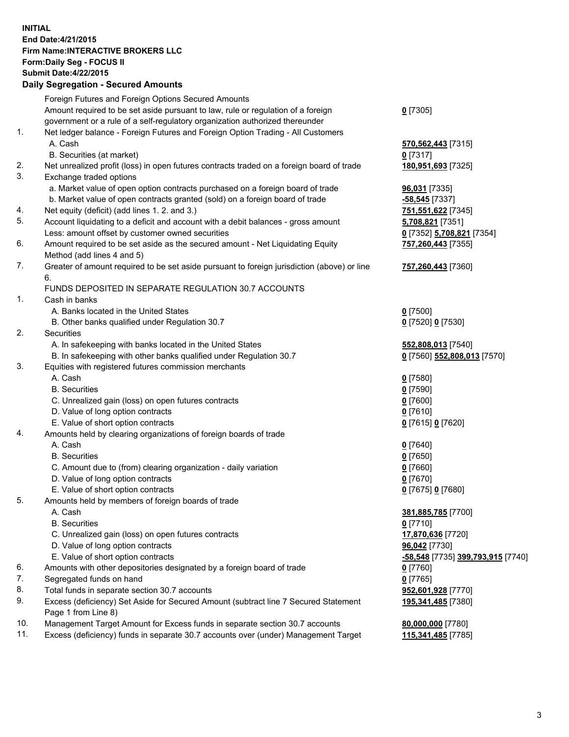**INITIAL**
**End Date:4/21/2015**
**Firm Name:INTERACTIVE BROKERS LLC**
**Form:Daily Seg - FOCUS II**
**Submit Date:4/22/2015**

## Daily Segregation - Secured Amounts

| | | |
|---|---|---|
| | Foreign Futures and Foreign Options Secured Amounts | |
| | Amount required to be set aside pursuant to law, rule or regulation of a foreign government or a rule of a self-regulatory organization authorized thereunder | **0** [7305] |
| 1. | Net ledger balance - Foreign Futures and Foreign Option Trading - All Customers | |
| | A. Cash | **570,562,443** [7315] |
| | B. Securities (at market) | **0** [7317] |
| 2. | Net unrealized profit (loss) in open futures contracts traded on a foreign board of trade | **180,951,693** [7325] |
| 3. | Exchange traded options | |
| | a. Market value of open option contracts purchased on a foreign board of trade | **96,031** [7335] |
| | b. Market value of open contracts granted (sold) on a foreign board of trade | **-58,545** [7337] |
| 4. | Net equity (deficit) (add lines 1. 2. and 3.) | **751,551,622** [7345] |
| 5. | Account liquidating to a deficit and account with a debit balances - gross amount | **5,708,821** [7351] |
| | Less: amount offset by customer owned securities | **0** [7352] **5,708,821** [7354] |
| 6. | Amount required to be set aside as the secured amount - Net Liquidating Equity Method (add lines 4 and 5) | **757,260,443** [7355] |
| 7. | Greater of amount required to be set aside pursuant to foreign jurisdiction (above) or line 6. | **757,260,443** [7360] |
| | FUNDS DEPOSITED IN SEPARATE REGULATION 30.7 ACCOUNTS | |
| 1. | Cash in banks | |
| | A. Banks located in the United States | **0** [7500] |
| | B. Other banks qualified under Regulation 30.7 | **0** [7520] **0** [7530] |
| 2. | Securities | |
| | A. In safekeeping with banks located in the United States | **552,808,013** [7540] |
| | B. In safekeeping with other banks qualified under Regulation 30.7 | **0** [7560] **552,808,013** [7570] |
| 3. | Equities with registered futures commission merchants | |
| | A. Cash | **0** [7580] |
| | B. Securities | **0** [7590] |
| | C. Unrealized gain (loss) on open futures contracts | **0** [7600] |
| | D. Value of long option contracts | **0** [7610] |
| | E. Value of short option contracts | **0** [7615] **0** [7620] |
| 4. | Amounts held by clearing organizations of foreign boards of trade | |
| | A. Cash | **0** [7640] |
| | B. Securities | **0** [7650] |
| | C. Amount due to (from) clearing organization - daily variation | **0** [7660] |
| | D. Value of long option contracts | **0** [7670] |
| | E. Value of short option contracts | **0** [7675] **0** [7680] |
| 5. | Amounts held by members of foreign boards of trade | |
| | A. Cash | **381,885,785** [7700] |
| | B. Securities | **0** [7710] |
| | C. Unrealized gain (loss) on open futures contracts | **17,870,636** [7720] |
| | D. Value of long option contracts | **96,042** [7730] |
| | E. Value of short option contracts | **-58,548** [7735] **399,793,915** [7740] |
| 6. | Amounts with other depositories designated by a foreign board of trade | **0** [7760] |
| 7. | Segregated funds on hand | **0** [7765] |
| 8. | Total funds in separate section 30.7 accounts | **952,601,928** [7770] |
| 9. | Excess (deficiency) Set Aside for Secured Amount (subtract line 7 Secured Statement Page 1 from Line 8) | **195,341,485** [7380] |
| 10. | Management Target Amount for Excess funds in separate section 30.7 accounts | **80,000,000** [7780] |
| 11. | Excess (deficiency) funds in separate 30.7 accounts over (under) Management Target | **115,341,485** [7785] |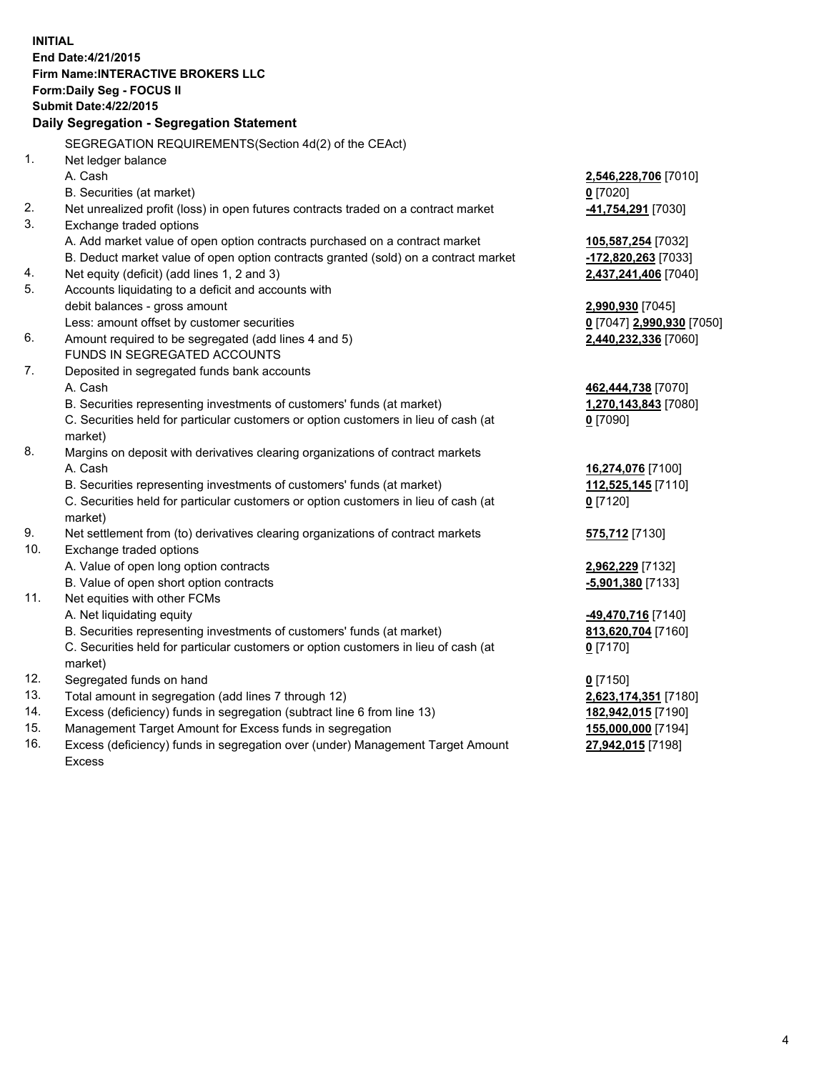**INITIAL**
**End Date:4/21/2015**
**Firm Name:INTERACTIVE BROKERS LLC**
**Form:Daily Seg - FOCUS II**
**Submit Date:4/22/2015**

## Daily Segregation - Segregation Statement

SEGREGATION REQUIREMENTS(Section 4d(2) of the CEAct)

| | | |
|---|---|---|
| 1. | Net ledger balance | |
| | A. Cash | **2,546,228,706** [7010] |
| | B. Securities (at market) | **0** [7020] |
| 2. | Net unrealized profit (loss) in open futures contracts traded on a contract market | **-41,754,291** [7030] |
| 3. | Exchange traded options | |
| | A. Add market value of open option contracts purchased on a contract market | **105,587,254** [7032] |
| | B. Deduct market value of open option contracts granted (sold) on a contract market | **-172,820,263** [7033] |
| 4. | Net equity (deficit) (add lines 1, 2 and 3) | **2,437,241,406** [7040] |
| 5. | Accounts liquidating to a deficit and accounts with debit balances - gross amount | **2,990,930** [7045] |
| | Less: amount offset by customer securities | **0** [7047] **2,990,930** [7050] |
| 6. | Amount required to be segregated (add lines 4 and 5) | **2,440,232,336** [7060] |
| | FUNDS IN SEGREGATED ACCOUNTS | |
| 7. | Deposited in segregated funds bank accounts | |
| | A. Cash | **462,444,738** [7070] |
| | B. Securities representing investments of customers' funds (at market) | **1,270,143,843** [7080] |
| | C. Securities held for particular customers or option customers in lieu of cash (at market) | **0** [7090] |
| 8. | Margins on deposit with derivatives clearing organizations of contract markets | |
| | A. Cash | **16,274,076** [7100] |
| | B. Securities representing investments of customers' funds (at market) | **112,525,145** [7110] |
| | C. Securities held for particular customers or option customers in lieu of cash (at market) | **0** [7120] |
| 9. | Net settlement from (to) derivatives clearing organizations of contract markets | **575,712** [7130] |
| 10. | Exchange traded options | |
| | A. Value of open long option contracts | **2,962,229** [7132] |
| | B. Value of open short option contracts | **-5,901,380** [7133] |
| 11. | Net equities with other FCMs | |
| | A. Net liquidating equity | **-49,470,716** [7140] |
| | B. Securities representing investments of customers' funds (at market) | **813,620,704** [7160] |
| | C. Securities held for particular customers or option customers in lieu of cash (at market) | **0** [7170] |
| 12. | Segregated funds on hand | **0** [7150] |
| 13. | Total amount in segregation (add lines 7 through 12) | **2,623,174,351** [7180] |
| 14. | Excess (deficiency) funds in segregation (subtract line 6 from line 13) | **182,942,015** [7190] |
| 15. | Management Target Amount for Excess funds in segregation | **155,000,000** [7194] |
| 16. | Excess (deficiency) funds in segregation over (under) Management Target Amount Excess | **27,942,015** [7198] |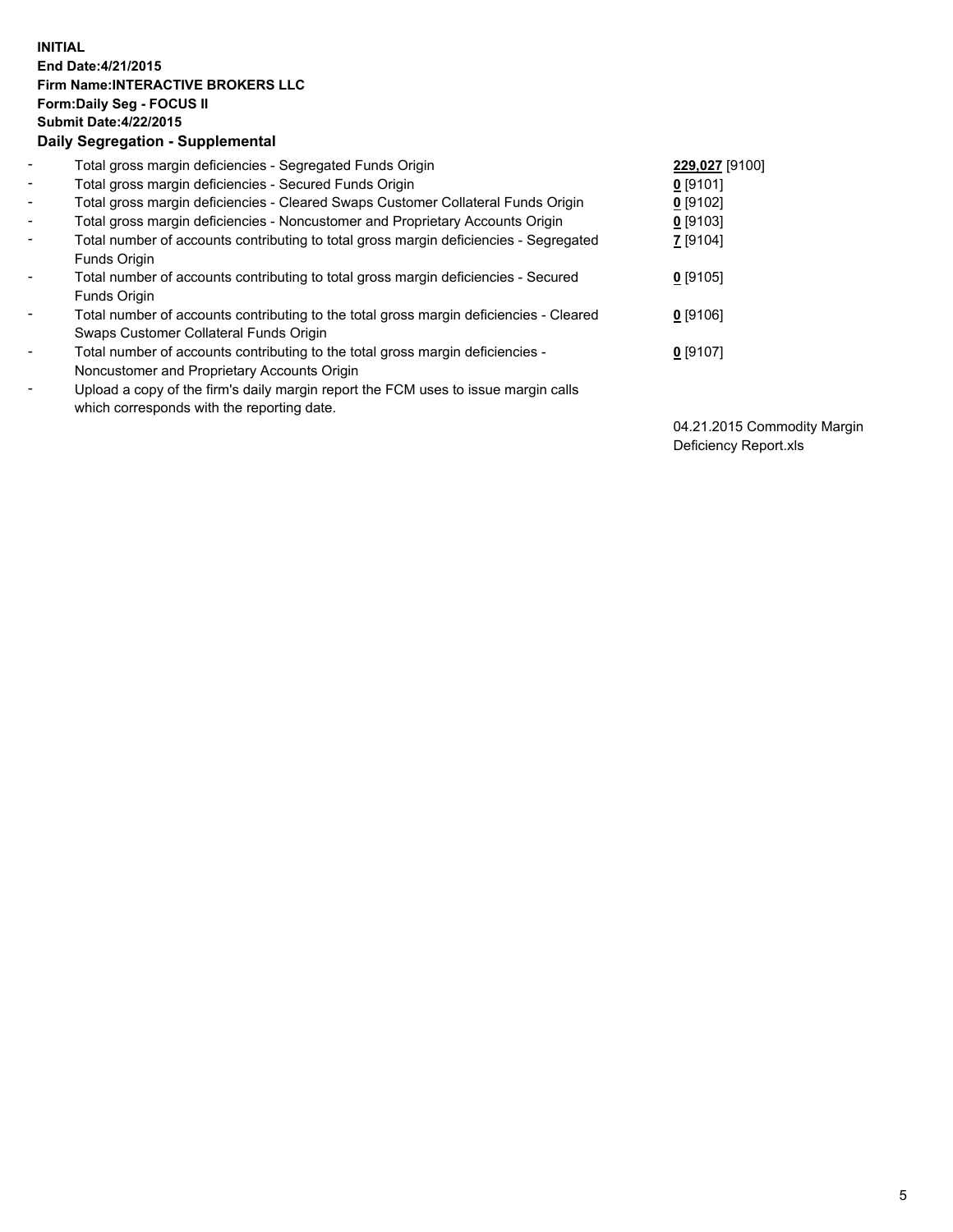**INITIAL**
**End Date:4/21/2015**
**Firm Name:INTERACTIVE BROKERS LLC**
**Form:Daily Seg - FOCUS II**
**Submit Date:4/22/2015**

### Daily Segregation - Supplemental

| | | |
|---|---|---|
| - | Total gross margin deficiencies - Segregated Funds Origin | **229,027** [9100] |
| - | Total gross margin deficiencies - Secured Funds Origin | **0** [9101] |
| - | Total gross margin deficiencies - Cleared Swaps Customer Collateral Funds Origin | **0** [9102] |
| - | Total gross margin deficiencies - Noncustomer and Proprietary Accounts Origin | **0** [9103] |
| - | Total number of accounts contributing to total gross margin deficiencies - Segregated Funds Origin | **7** [9104] |
| - | Total number of accounts contributing to total gross margin deficiencies - Secured Funds Origin | **0** [9105] |
| - | Total number of accounts contributing to the total gross margin deficiencies - Cleared Swaps Customer Collateral Funds Origin | **0** [9106] |
| - | Total number of accounts contributing to the total gross margin deficiencies - Noncustomer and Proprietary Accounts Origin | **0** [9107] |
| - | Upload a copy of the firm's daily margin report the FCM uses to issue margin calls which corresponds with the reporting date. | 04.21.2015 Commodity Margin Deficiency Report.xls |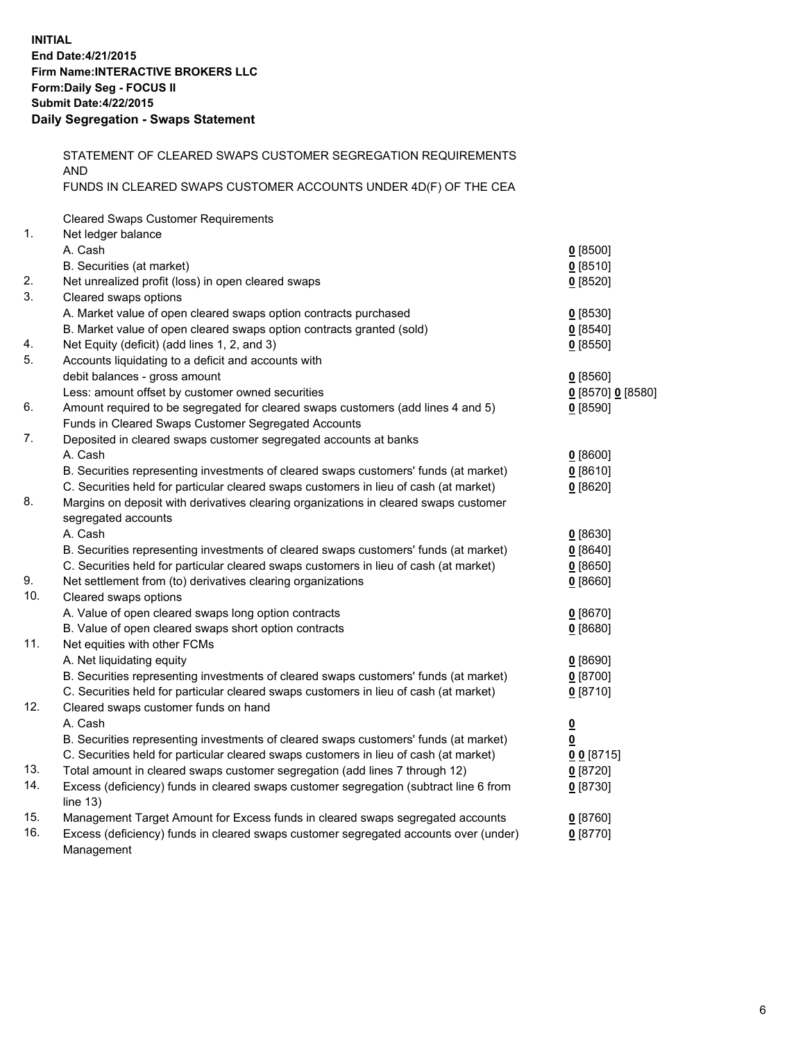**INITIAL**
**End Date:4/21/2015**
**Firm Name:INTERACTIVE BROKERS LLC**
**Form:Daily Seg - FOCUS II**
**Submit Date:4/22/2015**
**Daily Segregation - Swaps Statement**

STATEMENT OF CLEARED SWAPS CUSTOMER SEGREGATION REQUIREMENTS AND FUNDS IN CLEARED SWAPS CUSTOMER ACCOUNTS UNDER 4D(F) OF THE CEA

| | | |
|---|---|---|
| | Cleared Swaps Customer Requirements | |
| 1. | Net ledger balance | |
| | A. Cash | 0 [8500] |
| | B. Securities (at market) | 0 [8510] |
| 2. | Net unrealized profit (loss) in open cleared swaps | 0 [8520] |
| 3. | Cleared swaps options | |
| | A. Market value of open cleared swaps option contracts purchased | 0 [8530] |
| | B. Market value of open cleared swaps option contracts granted (sold) | 0 [8540] |
| 4. | Net Equity (deficit) (add lines 1, 2, and 3) | 0 [8550] |
| 5. | Accounts liquidating to a deficit and accounts with debit balances - gross amount | 0 [8560] |
| | Less: amount offset by customer owned securities | 0 [8570] 0 [8580] |
| 6. | Amount required to be segregated for cleared swaps customers (add lines 4 and 5) | 0 [8590] |
| | Funds in Cleared Swaps Customer Segregated Accounts | |
| 7. | Deposited in cleared swaps customer segregated accounts at banks | |
| | A. Cash | 0 [8600] |
| | B. Securities representing investments of cleared swaps customers' funds (at market) | 0 [8610] |
| | C. Securities held for particular cleared swaps customers in lieu of cash (at market) | 0 [8620] |
| 8. | Margins on deposit with derivatives clearing organizations in cleared swaps customer segregated accounts | |
| | A. Cash | 0 [8630] |
| | B. Securities representing investments of cleared swaps customers' funds (at market) | 0 [8640] |
| | C. Securities held for particular cleared swaps customers in lieu of cash (at market) | 0 [8650] |
| 9. | Net settlement from (to) derivatives clearing organizations | 0 [8660] |
| 10. | Cleared swaps options | |
| | A. Value of open cleared swaps long option contracts | 0 [8670] |
| | B. Value of open cleared swaps short option contracts | 0 [8680] |
| 11. | Net equities with other FCMs | |
| | A. Net liquidating equity | 0 [8690] |
| | B. Securities representing investments of cleared swaps customers' funds (at market) | 0 [8700] |
| | C. Securities held for particular cleared swaps customers in lieu of cash (at market) | 0 [8710] |
| 12. | Cleared swaps customer funds on hand | |
| | A. Cash | 0 |
| | B. Securities representing investments of cleared swaps customers' funds (at market) | 0 |
| | C. Securities held for particular cleared swaps customers in lieu of cash (at market) | 0 0 [8715] |
| 13. | Total amount in cleared swaps customer segregation (add lines 7 through 12) | 0 [8720] |
| 14. | Excess (deficiency) funds in cleared swaps customer segregation (subtract line 6 from line 13) | 0 [8730] |
| 15. | Management Target Amount for Excess funds in cleared swaps segregated accounts | 0 [8760] |
| 16. | Excess (deficiency) funds in cleared swaps customer segregated accounts over (under) Management | 0 [8770] |